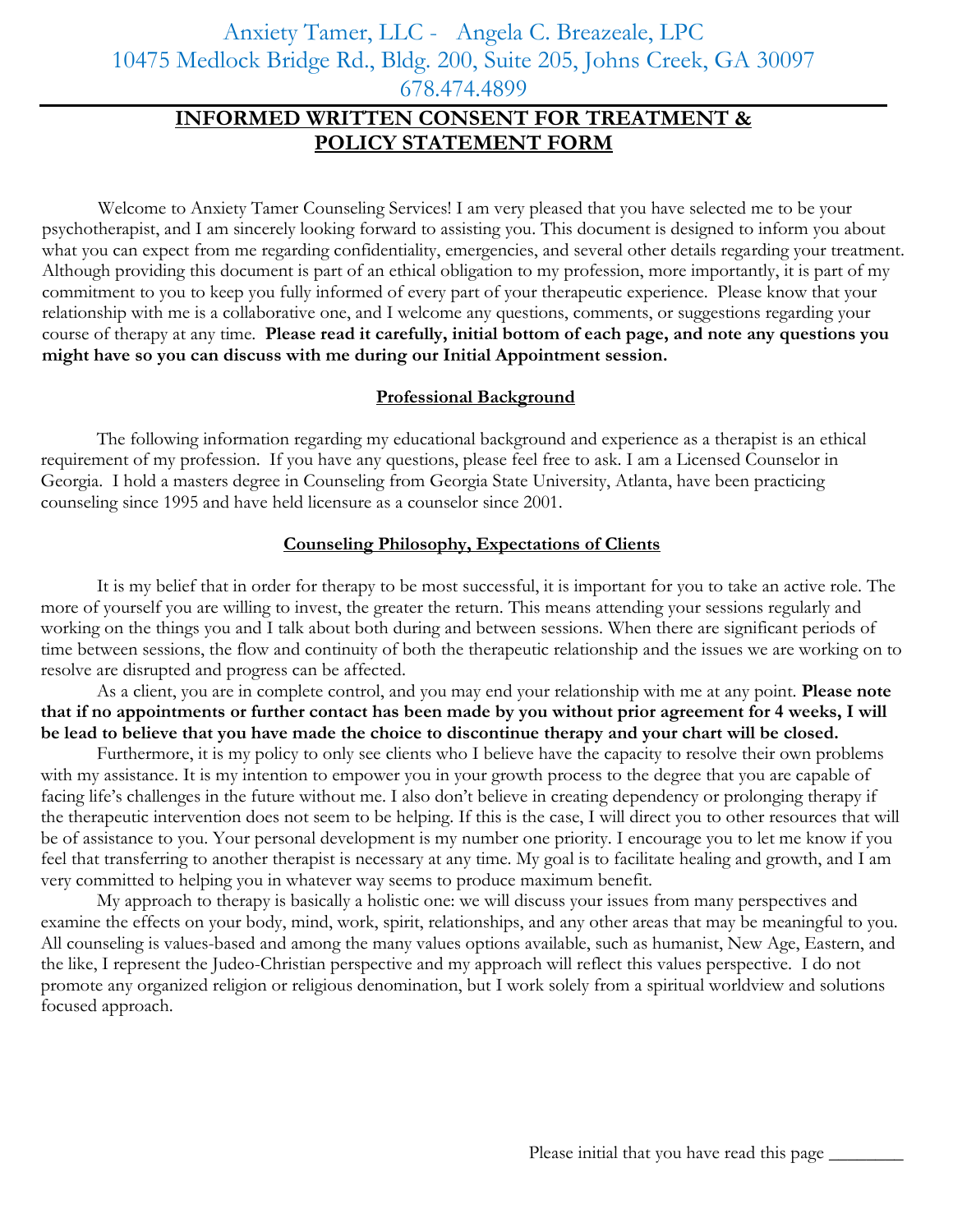Anxiety Tamer, LLC - Angela C. Breazeale, LPC
10475 Medlock Bridge Rd., Bldg. 200, Suite 205, Johns Creek, GA 30097
678.474.4899

# INFORMED WRITTEN CONSENT FOR TREATMENT & POLICY STATEMENT FORM

Welcome to Anxiety Tamer Counseling Services! I am very pleased that you have selected me to be your psychotherapist, and I am sincerely looking forward to assisting you. This document is designed to inform you about what you can expect from me regarding confidentiality, emergencies, and several other details regarding your treatment. Although providing this document is part of an ethical obligation to my profession, more importantly, it is part of my commitment to you to keep you fully informed of every part of your therapeutic experience. Please know that your relationship with me is a collaborative one, and I welcome any questions, comments, or suggestions regarding your course of therapy at any time. **Please read it carefully, initial bottom of each page, and note any questions you might have so you can discuss with me during our Initial Appointment session.**

## Professional Background

The following information regarding my educational background and experience as a therapist is an ethical requirement of my profession. If you have any questions, please feel free to ask. I am a Licensed Counselor in Georgia. I hold a masters degree in Counseling from Georgia State University, Atlanta, have been practicing counseling since 1995 and have held licensure as a counselor since 2001.

## Counseling Philosophy, Expectations of Clients

It is my belief that in order for therapy to be most successful, it is important for you to take an active role. The more of yourself you are willing to invest, the greater the return. This means attending your sessions regularly and working on the things you and I talk about both during and between sessions. When there are significant periods of time between sessions, the flow and continuity of both the therapeutic relationship and the issues we are working on to resolve are disrupted and progress can be affected.

As a client, you are in complete control, and you may end your relationship with me at any point. **Please note that if no appointments or further contact has been made by you without prior agreement for 4 weeks, I will be lead to believe that you have made the choice to discontinue therapy and your chart will be closed.**

Furthermore, it is my policy to only see clients who I believe have the capacity to resolve their own problems with my assistance. It is my intention to empower you in your growth process to the degree that you are capable of facing life's challenges in the future without me. I also don't believe in creating dependency or prolonging therapy if the therapeutic intervention does not seem to be helping. If this is the case, I will direct you to other resources that will be of assistance to you. Your personal development is my number one priority. I encourage you to let me know if you feel that transferring to another therapist is necessary at any time. My goal is to facilitate healing and growth, and I am very committed to helping you in whatever way seems to produce maximum benefit.

My approach to therapy is basically a holistic one: we will discuss your issues from many perspectives and examine the effects on your body, mind, work, spirit, relationships, and any other areas that may be meaningful to you. All counseling is values-based and among the many values options available, such as humanist, New Age, Eastern, and the like, I represent the Judeo-Christian perspective and my approach will reflect this values perspective. I do not promote any organized religion or religious denomination, but I work solely from a spiritual worldview and solutions focused approach.

Please initial that you have read this page ________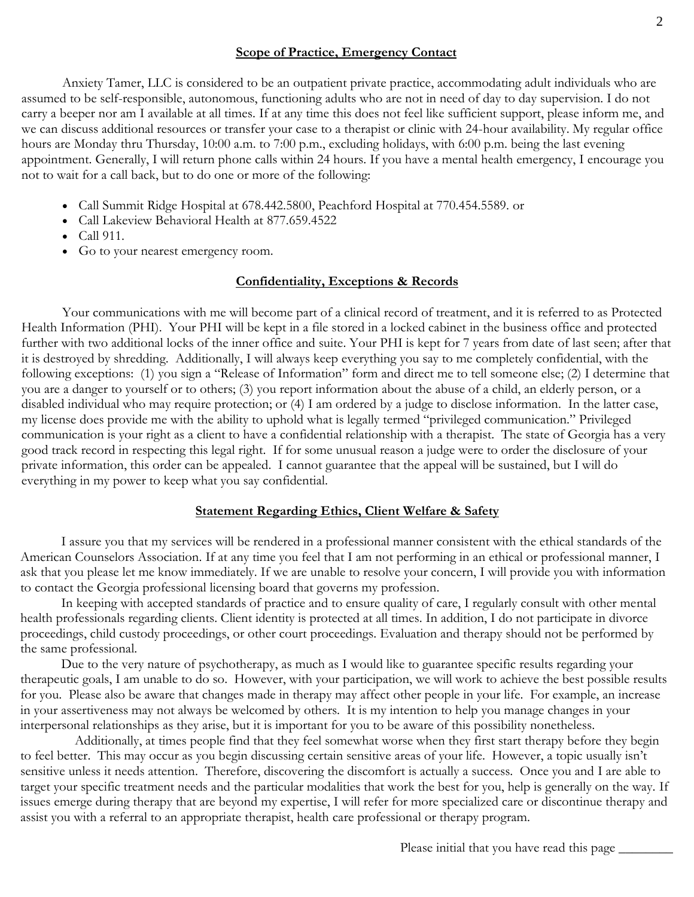## Scope of Practice, Emergency Contact

Anxiety Tamer, LLC is considered to be an outpatient private practice, accommodating adult individuals who are assumed to be self-responsible, autonomous, functioning adults who are not in need of day to day supervision. I do not carry a beeper nor am I available at all times. If at any time this does not feel like sufficient support, please inform me, and we can discuss additional resources or transfer your case to a therapist or clinic with 24-hour availability. My regular office hours are Monday thru Thursday, 10:00 a.m. to 7:00 p.m., excluding holidays, with 6:00 p.m. being the last evening appointment. Generally, I will return phone calls within 24 hours. If you have a mental health emergency, I encourage you not to wait for a call back, but to do one or more of the following:

- Call Summit Ridge Hospital at 678.442.5800, Peachford Hospital at 770.454.5589. or
- Call Lakeview Behavioral Health at 877.659.4522
- Call 911.
- Go to your nearest emergency room.

## Confidentiality, Exceptions & Records

Your communications with me will become part of a clinical record of treatment, and it is referred to as Protected Health Information (PHI). Your PHI will be kept in a file stored in a locked cabinet in the business office and protected further with two additional locks of the inner office and suite. Your PHI is kept for 7 years from date of last seen; after that it is destroyed by shredding. Additionally, I will always keep everything you say to me completely confidential, with the following exceptions: (1) you sign a "Release of Information" form and direct me to tell someone else; (2) I determine that you are a danger to yourself or to others; (3) you report information about the abuse of a child, an elderly person, or a disabled individual who may require protection; or (4) I am ordered by a judge to disclose information. In the latter case, my license does provide me with the ability to uphold what is legally termed "privileged communication." Privileged communication is your right as a client to have a confidential relationship with a therapist. The state of Georgia has a very good track record in respecting this legal right. If for some unusual reason a judge were to order the disclosure of your private information, this order can be appealed. I cannot guarantee that the appeal will be sustained, but I will do everything in my power to keep what you say confidential.

## Statement Regarding Ethics, Client Welfare & Safety

I assure you that my services will be rendered in a professional manner consistent with the ethical standards of the American Counselors Association. If at any time you feel that I am not performing in an ethical or professional manner, I ask that you please let me know immediately. If we are unable to resolve your concern, I will provide you with information to contact the Georgia professional licensing board that governs my profession.

In keeping with accepted standards of practice and to ensure quality of care, I regularly consult with other mental health professionals regarding clients. Client identity is protected at all times. In addition, I do not participate in divorce proceedings, child custody proceedings, or other court proceedings. Evaluation and therapy should not be performed by the same professional.

Due to the very nature of psychotherapy, as much as I would like to guarantee specific results regarding your therapeutic goals, I am unable to do so. However, with your participation, we will work to achieve the best possible results for you. Please also be aware that changes made in therapy may affect other people in your life. For example, an increase in your assertiveness may not always be welcomed by others. It is my intention to help you manage changes in your interpersonal relationships as they arise, but it is important for you to be aware of this possibility nonetheless.

Additionally, at times people find that they feel somewhat worse when they first start therapy before they begin to feel better. This may occur as you begin discussing certain sensitive areas of your life. However, a topic usually isn't sensitive unless it needs attention. Therefore, discovering the discomfort is actually a success. Once you and I are able to target your specific treatment needs and the particular modalities that work the best for you, help is generally on the way. If issues emerge during therapy that are beyond my expertise, I will refer for more specialized care or discontinue therapy and assist you with a referral to an appropriate therapist, health care professional or therapy program.

Please initial that you have read this page ________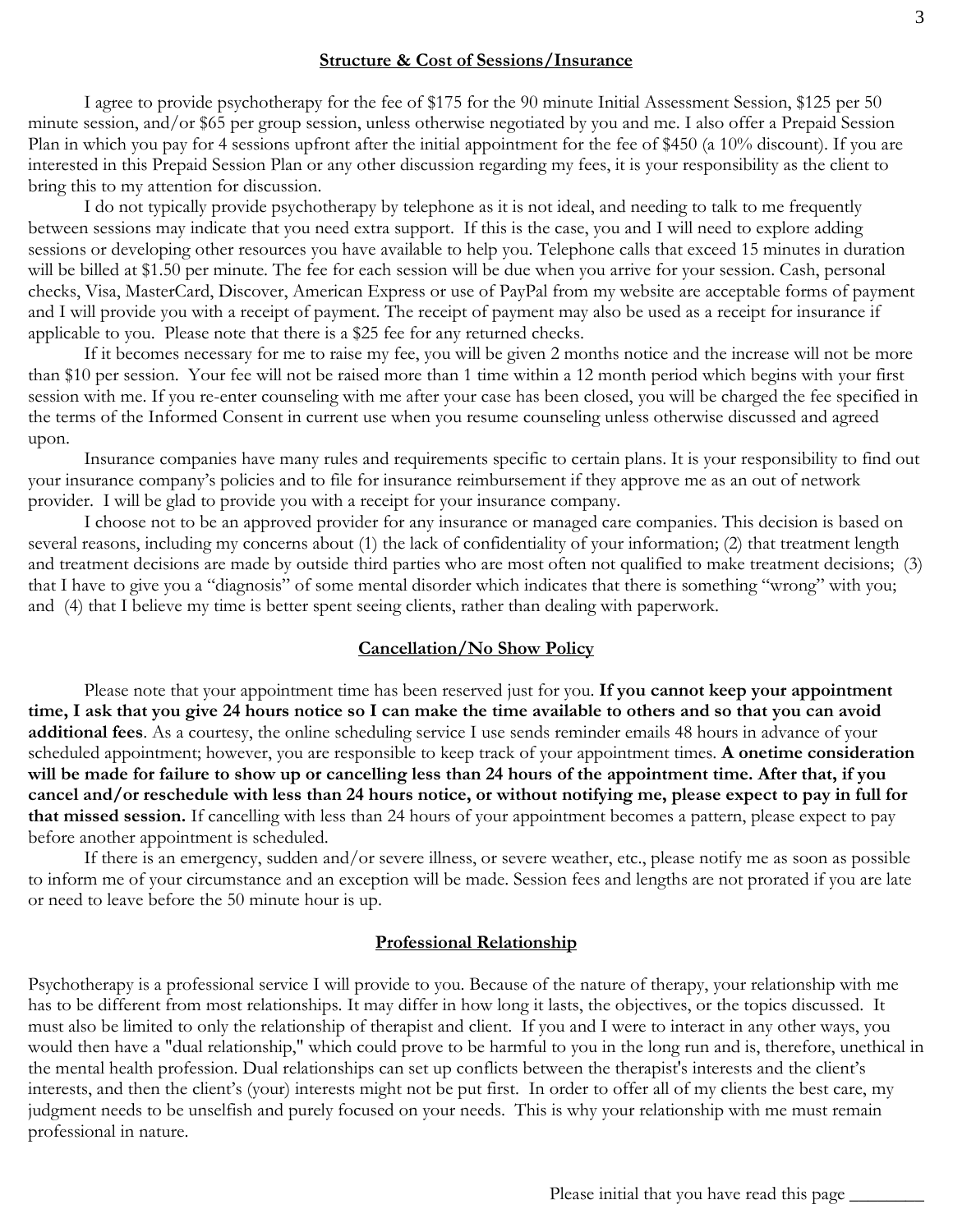## Structure & Cost of Sessions/Insurance

I agree to provide psychotherapy for the fee of $175 for the 90 minute Initial Assessment Session, $125 per 50 minute session, and/or $65 per group session, unless otherwise negotiated by you and me. I also offer a Prepaid Session Plan in which you pay for 4 sessions upfront after the initial appointment for the fee of $450 (a 10% discount). If you are interested in this Prepaid Session Plan or any other discussion regarding my fees, it is your responsibility as the client to bring this to my attention for discussion.

I do not typically provide psychotherapy by telephone as it is not ideal, and needing to talk to me frequently between sessions may indicate that you need extra support. If this is the case, you and I will need to explore adding sessions or developing other resources you have available to help you. Telephone calls that exceed 15 minutes in duration will be billed at $1.50 per minute. The fee for each session will be due when you arrive for your session. Cash, personal checks, Visa, MasterCard, Discover, American Express or use of PayPal from my website are acceptable forms of payment and I will provide you with a receipt of payment. The receipt of payment may also be used as a receipt for insurance if applicable to you. Please note that there is a $25 fee for any returned checks.

If it becomes necessary for me to raise my fee, you will be given 2 months notice and the increase will not be more than $10 per session. Your fee will not be raised more than 1 time within a 12 month period which begins with your first session with me. If you re-enter counseling with me after your case has been closed, you will be charged the fee specified in the terms of the Informed Consent in current use when you resume counseling unless otherwise discussed and agreed upon.

Insurance companies have many rules and requirements specific to certain plans. It is your responsibility to find out your insurance company's policies and to file for insurance reimbursement if they approve me as an out of network provider. I will be glad to provide you with a receipt for your insurance company.

I choose not to be an approved provider for any insurance or managed care companies. This decision is based on several reasons, including my concerns about (1) the lack of confidentiality of your information; (2) that treatment length and treatment decisions are made by outside third parties who are most often not qualified to make treatment decisions; (3) that I have to give you a "diagnosis" of some mental disorder which indicates that there is something "wrong" with you; and (4) that I believe my time is better spent seeing clients, rather than dealing with paperwork.

## Cancellation/No Show Policy

Please note that your appointment time has been reserved just for you. **If you cannot keep your appointment time, I ask that you give 24 hours notice so I can make the time available to others and so that you can avoid additional fees**. As a courtesy, the online scheduling service I use sends reminder emails 48 hours in advance of your scheduled appointment; however, you are responsible to keep track of your appointment times. **A onetime consideration will be made for failure to show up or cancelling less than 24 hours of the appointment time. After that, if you cancel and/or reschedule with less than 24 hours notice, or without notifying me, please expect to pay in full for that missed session.** If cancelling with less than 24 hours of your appointment becomes a pattern, please expect to pay before another appointment is scheduled.

If there is an emergency, sudden and/or severe illness, or severe weather, etc., please notify me as soon as possible to inform me of your circumstance and an exception will be made. Session fees and lengths are not prorated if you are late or need to leave before the 50 minute hour is up.

## Professional Relationship

Psychotherapy is a professional service I will provide to you. Because of the nature of therapy, your relationship with me has to be different from most relationships. It may differ in how long it lasts, the objectives, or the topics discussed. It must also be limited to only the relationship of therapist and client. If you and I were to interact in any other ways, you would then have a "dual relationship," which could prove to be harmful to you in the long run and is, therefore, unethical in the mental health profession. Dual relationships can set up conflicts between the therapist's interests and the client's interests, and then the client's (your) interests might not be put first. In order to offer all of my clients the best care, my judgment needs to be unselfish and purely focused on your needs. This is why your relationship with me must remain professional in nature.

Please initial that you have read this page ________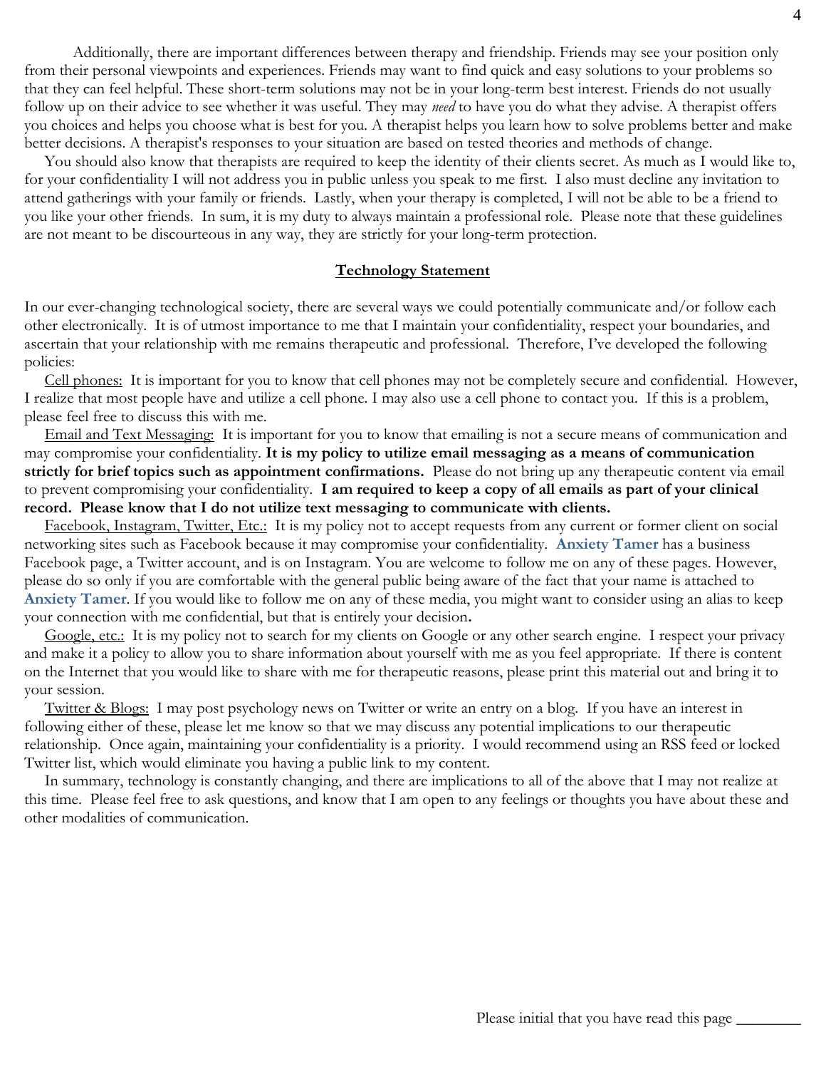Additionally, there are important differences between therapy and friendship. Friends may see your position only from their personal viewpoints and experiences. Friends may want to find quick and easy solutions to your problems so that they can feel helpful. These short-term solutions may not be in your long-term best interest. Friends do not usually follow up on their advice to see whether it was useful. They may *need* to have you do what they advise. A therapist offers you choices and helps you choose what is best for you. A therapist helps you learn how to solve problems better and make better decisions. A therapist's responses to your situation are based on tested theories and methods of change.

You should also know that therapists are required to keep the identity of their clients secret. As much as I would like to, for your confidentiality I will not address you in public unless you speak to me first. I also must decline any invitation to attend gatherings with your family or friends. Lastly, when your therapy is completed, I will not be able to be a friend to you like your other friends. In sum, it is my duty to always maintain a professional role. Please note that these guidelines are not meant to be discourteous in any way, they are strictly for your long-term protection.

## Technology Statement

In our ever-changing technological society, there are several ways we could potentially communicate and/or follow each other electronically. It is of utmost importance to me that I maintain your confidentiality, respect your boundaries, and ascertain that your relationship with me remains therapeutic and professional. Therefore, I've developed the following policies:

Cell phones: It is important for you to know that cell phones may not be completely secure and confidential. However, I realize that most people have and utilize a cell phone. I may also use a cell phone to contact you. If this is a problem, please feel free to discuss this with me.

Email and Text Messaging: It is important for you to know that emailing is not a secure means of communication and may compromise your confidentiality. **It is my policy to utilize email messaging as a means of communication strictly for brief topics such as appointment confirmations.** Please do not bring up any therapeutic content via email to prevent compromising your confidentiality. **I am required to keep a copy of all emails as part of your clinical record. Please know that I do not utilize text messaging to communicate with clients.**

Facebook, Instagram, Twitter, Etc.: It is my policy not to accept requests from any current or former client on social networking sites such as Facebook because it may compromise your confidentiality. **Anxiety Tamer** has a business Facebook page, a Twitter account, and is on Instagram. You are welcome to follow me on any of these pages. However, please do so only if you are comfortable with the general public being aware of the fact that your name is attached to **Anxiety Tamer**. If you would like to follow me on any of these media, you might want to consider using an alias to keep your connection with me confidential, but that is entirely your decision**.**

Google, etc.: It is my policy not to search for my clients on Google or any other search engine. I respect your privacy and make it a policy to allow you to share information about yourself with me as you feel appropriate. If there is content on the Internet that you would like to share with me for therapeutic reasons, please print this material out and bring it to your session.

Twitter & Blogs: I may post psychology news on Twitter or write an entry on a blog. If you have an interest in following either of these, please let me know so that we may discuss any potential implications to our therapeutic relationship. Once again, maintaining your confidentiality is a priority. I would recommend using an RSS feed or locked Twitter list, which would eliminate you having a public link to my content.

In summary, technology is constantly changing, and there are implications to all of the above that I may not realize at this time. Please feel free to ask questions, and know that I am open to any feelings or thoughts you have about these and other modalities of communication.

Please initial that you have read this page ________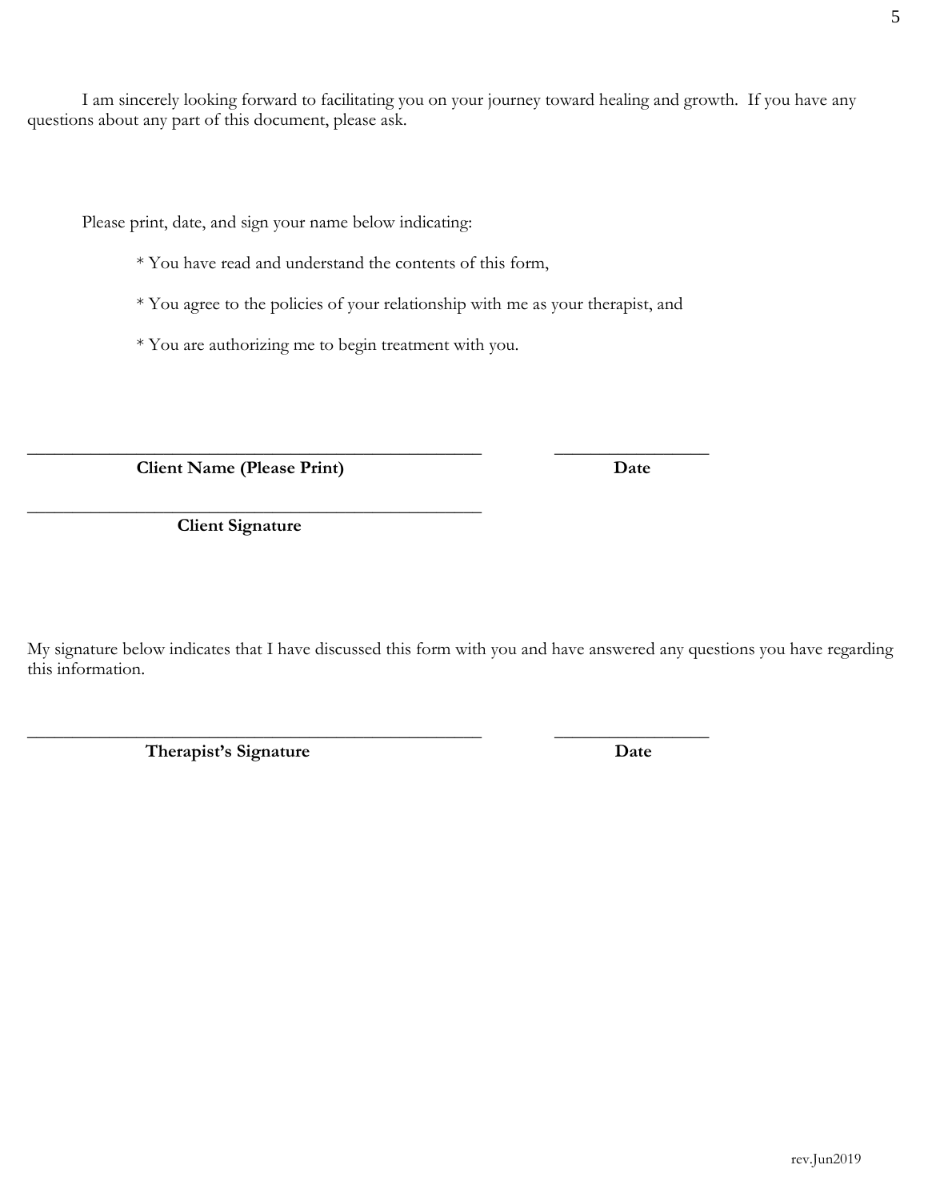I am sincerely looking forward to facilitating you on your journey toward healing and growth. If you have any questions about any part of this document, please ask.

Please print, date, and sign your name below indicating:

* You have read and understand the contents of this form,

* You agree to the policies of your relationship with me as your therapist, and

* You are authorizing me to begin treatment with you.

_____________________________________________ ______________

**Client Name (Please Print)** **Date**

_____________________________________________

**Client Signature**

My signature below indicates that I have discussed this form with you and have answered any questions you have regarding this information.

_____________________________________________ ______________

**Therapist's Signature** **Date**

rev.Jun2019